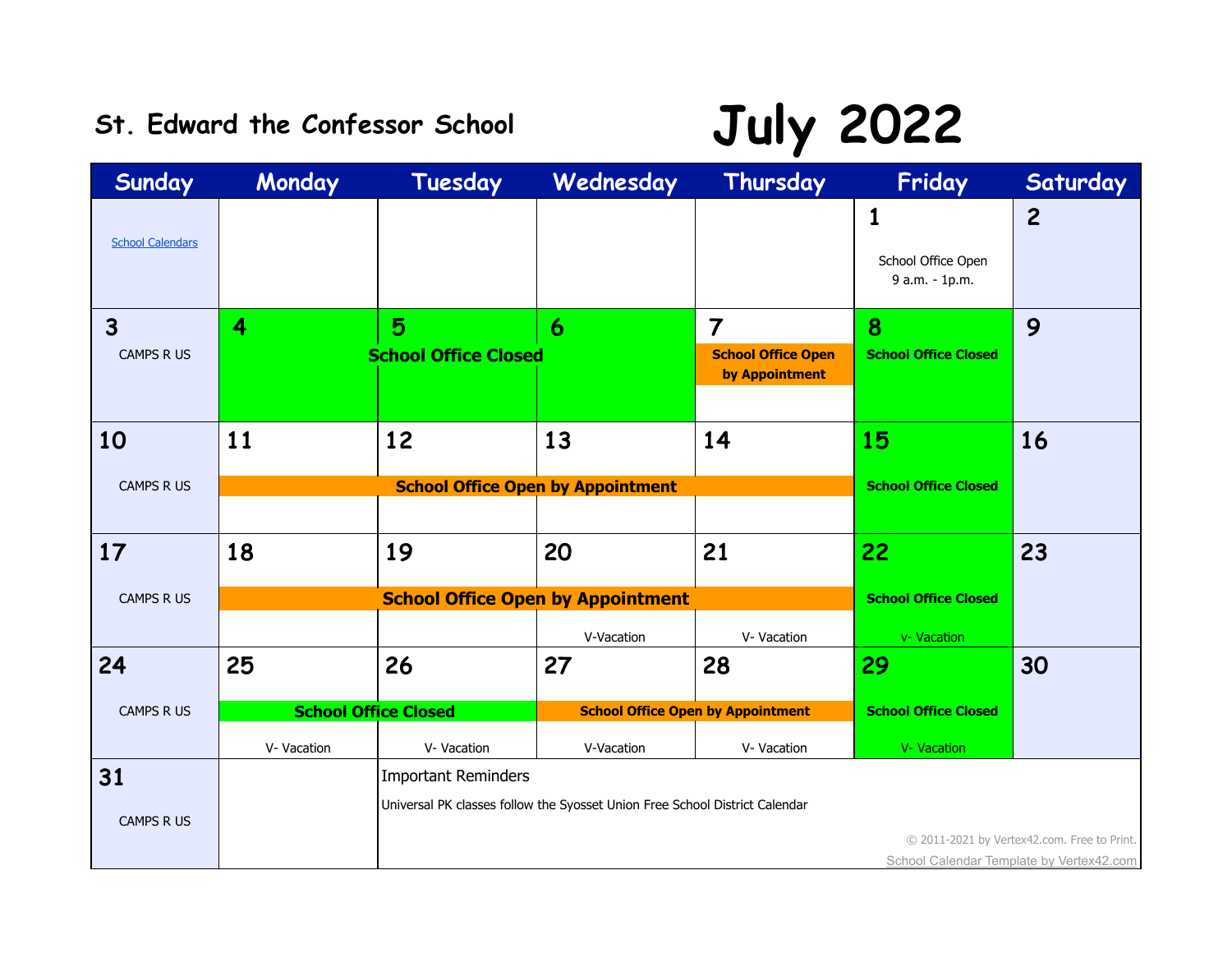St. Edward the Confessor School

# July 2022

| Sunday | Monday | Tuesday | Wednesday | Thursday | Friday | Saturday |
|---|---|---|---|---|---|---|
| School Calendars | | | | | 1 School Office Open 9 a.m. - 1p.m. | 2 |
| 3 CAMPS R US | 4 School Office Closed | 5 School Office Closed | 6 School Office Closed | 7 School Office Open by Appointment | 8 School Office Closed | 9 |
| 10 CAMPS R US | 11 School Office Open by Appointment | 12 School Office Open by Appointment | 13 School Office Open by Appointment | 14 School Office Open by Appointment | 15 School Office Closed | 16 |
| 17 CAMPS R US | 18 School Office Open by Appointment | 19 School Office Open by Appointment | 20 School Office Open by Appointment V-Vacation | 21 School Office Open by Appointment V- Vacation | 22 School Office Closed v- Vacation | 23 |
| 24 CAMPS R US | 25 School Office Closed V- Vacation | 26 School Office Closed V- Vacation | 27 School Office Open by Appointment V-Vacation | 28 School Office Open by Appointment V- Vacation | 29 School Office Closed V- Vacation | 30 |
| 31 CAMPS R US | | Important Reminders Universal PK classes follow the Syosset Union Free School District Calendar | | | | |

© 2011-2021 by Vertex42.com. Free to Print.

School Calendar Template by Vertex42.com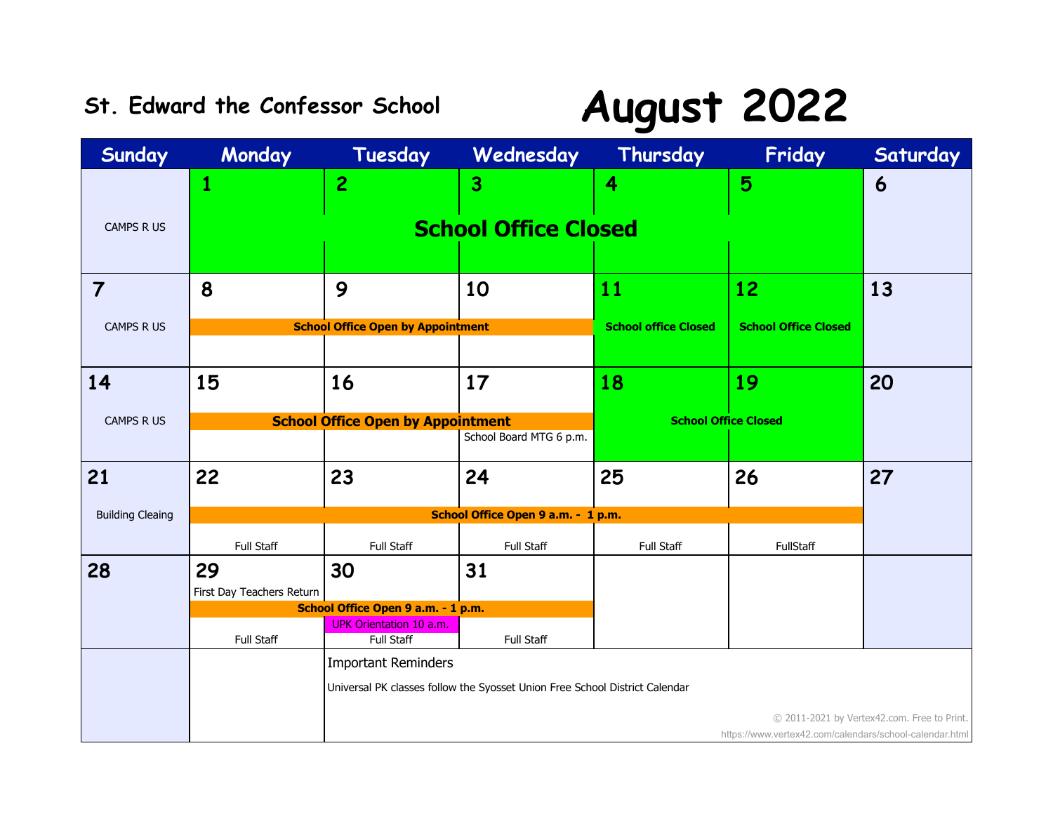## St. Edward the Confessor School

# August 2022

| Sunday | Monday | Tuesday | Wednesday | Thursday | Friday | Saturday |
|---|---|---|---|---|---|---|
| CAMPS R US | 1<br>School Office Closed | 2<br>School Office Closed | 3<br>School Office Closed | 4<br>School Office Closed | 5<br>School Office Closed | 6 |
| 7<br>CAMPS R US | 8<br>School Office Open by Appointment | 9<br>School Office Open by Appointment | 10<br>School Office Open by Appointment | 11<br>School office Closed | 12<br>School Office Closed | 13 |
| 14<br>CAMPS R US | 15<br>School Office Open by Appointment | 16<br>School Office Open by Appointment | 17<br>School Office Open by Appointment<br>School Board MTG 6 p.m. | 18<br>School Office Closed | 19<br>School Office Closed | 20 |
| 21<br>Building Cleaing | 22<br>School Office Open 9 a.m. - 1 p.m.<br>Full Staff | 23<br>School Office Open 9 a.m. - 1 p.m.<br>Full Staff | 24<br>School Office Open 9 a.m. - 1 p.m.<br>Full Staff | 25<br>School Office Open 9 a.m. - 1 p.m.<br>Full Staff | 26<br>School Office Open 9 a.m. - 1 p.m.<br>FullStaff | 27 |
| 28 | 29<br>First Day Teachers Return<br>School Office Open 9 a.m. - 1 p.m.<br>Full Staff | 30<br>School Office Open 9 a.m. - 1 p.m.<br>UPK Orientation 10 a.m.<br>Full Staff | 31<br>School Office Open 9 a.m. - 1 p.m.<br>Full Staff | | | |

**Important Reminders**

Universal PK classes follow the Syosset Union Free School District Calendar

© 2011-2021 by Vertex42.com. Free to Print.
https://www.vertex42.com/calendars/school-calendar.html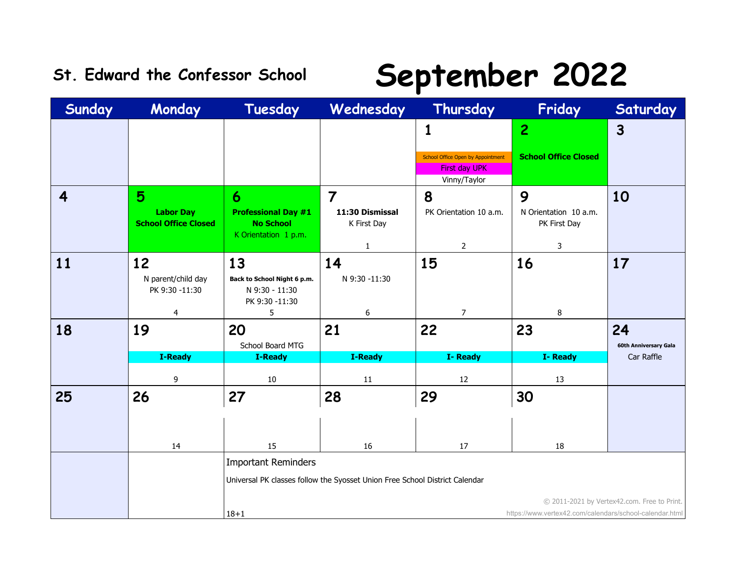# St. Edward the Confessor School

# September 2022

| Sunday | Monday | Tuesday | Wednesday | Thursday | Friday | Saturday |
|---|---|---|---|---|---|---|
| | | | | **1**<br>School Office Open by Appointment<br>First day UPK<br>Vinny/Taylor | **2**<br>**School Office Closed** | **3** |
| **4** | **5**<br>**Labor Day**<br>**School Office Closed** | **6**<br>**Professional Day #1**<br>**No School**<br>K Orientation 1 p.m. | **7**<br>**11:30 Dismissal**<br>K First Day<br>1 | **8**<br>PK Orientation 10 a.m.<br>2 | **9**<br>N Orientation 10 a.m.<br>PK First Day<br>3 | **10** |
| **11** | **12**<br>N parent/child day<br>PK 9:30 -11:30<br>4 | **13**<br>**Back to School Night 6 p.m.**<br>N 9:30 - 11:30<br>PK 9:30 -11:30<br>5 | **14**<br>N 9:30 -11:30<br>6 | **15**<br>7 | **16**<br>8 | **17** |
| **18** | **19**<br>**I-Ready**<br>9 | **20**<br>School Board MTG<br>**I-Ready**<br>10 | **21**<br>**I-Ready**<br>11 | **22**<br>**I- Ready**<br>12 | **23**<br>**I- Ready**<br>13 | **24**<br>**60th Anniversary Gala**<br>Car Raffle |
| **25** | **26**<br>14 | **27**<br>15 | **28**<br>16 | **29**<br>17 | **30**<br>18 | |

Important Reminders

Universal PK classes follow the Syosset Union Free School District Calendar

18+1

© 2011-2021 by Vertex42.com. Free to Print.
https://www.vertex42.com/calendars/school-calendar.html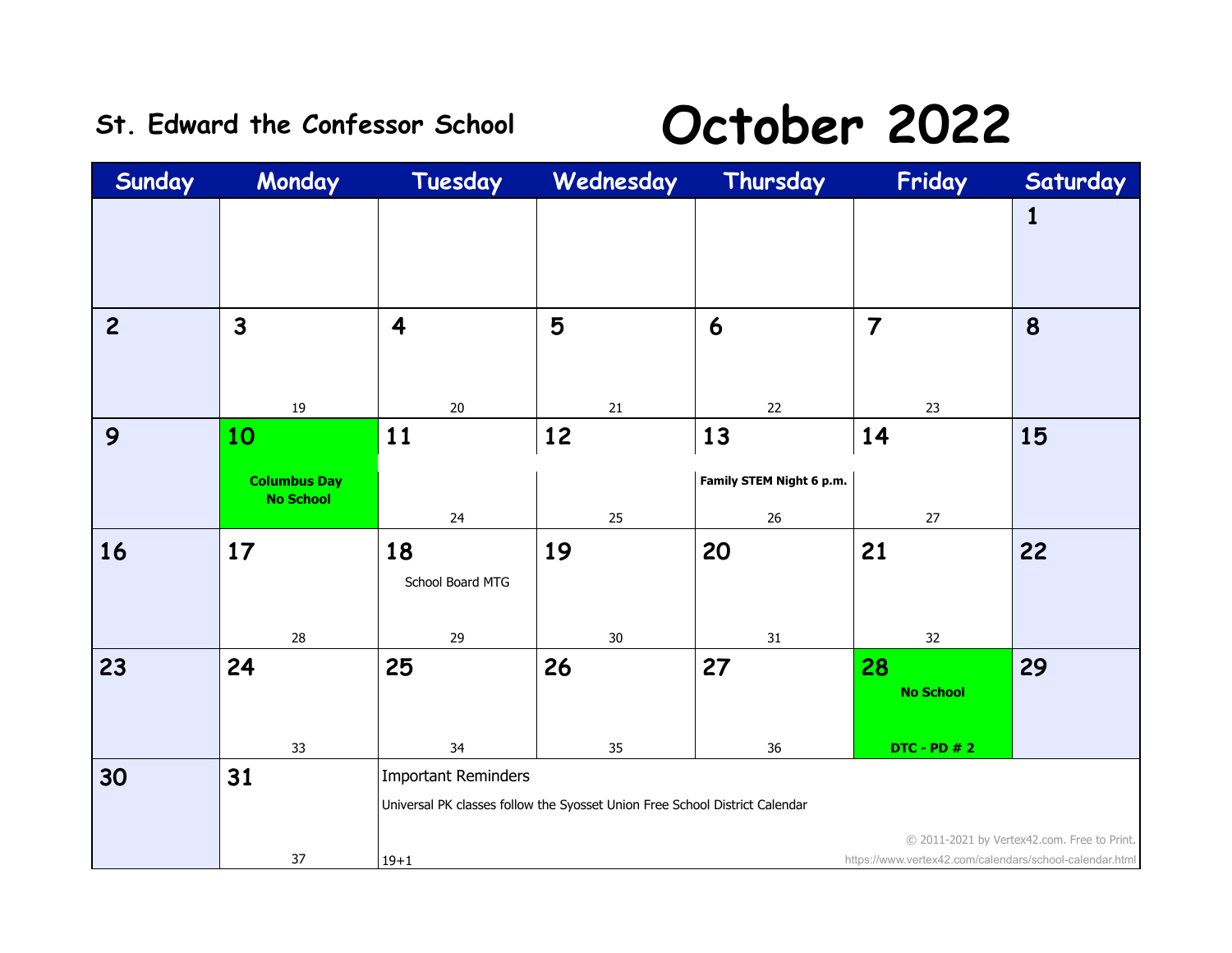St. Edward the Confessor School

# October 2022

| Sunday | Monday | Tuesday | Wednesday | Thursday | Friday | Saturday |
|---|---|---|---|---|---|---|
| | | | | | | 1 |
| 2 | 3<br>19 | 4<br>20 | 5<br>21 | 6<br>22 | 7<br>23 | 8 |
| 9 | 10<br>**Columbus Day No School** | 11<br>24 | 12<br>25 | 13<br>**Family STEM Night 6 p.m.**<br>26 | 14<br>27 | 15 |
| 16 | 17<br>28 | 18<br>School Board MTG<br>29 | 19<br>30 | 20<br>31 | 21<br>32 | 22 |
| 23 | 24<br>33 | 25<br>34 | 26<br>35 | 27<br>36 | 28<br>**No School**<br>**DTC - PD # 2** | 29 |
| 30 | 31<br>37 | Important Reminders<br>Universal PK classes follow the Syosset Union Free School District Calendar<br>19+1 | | | | |

© 2011-2021 by Vertex42.com. Free to Print.
https://www.vertex42.com/calendars/school-calendar.html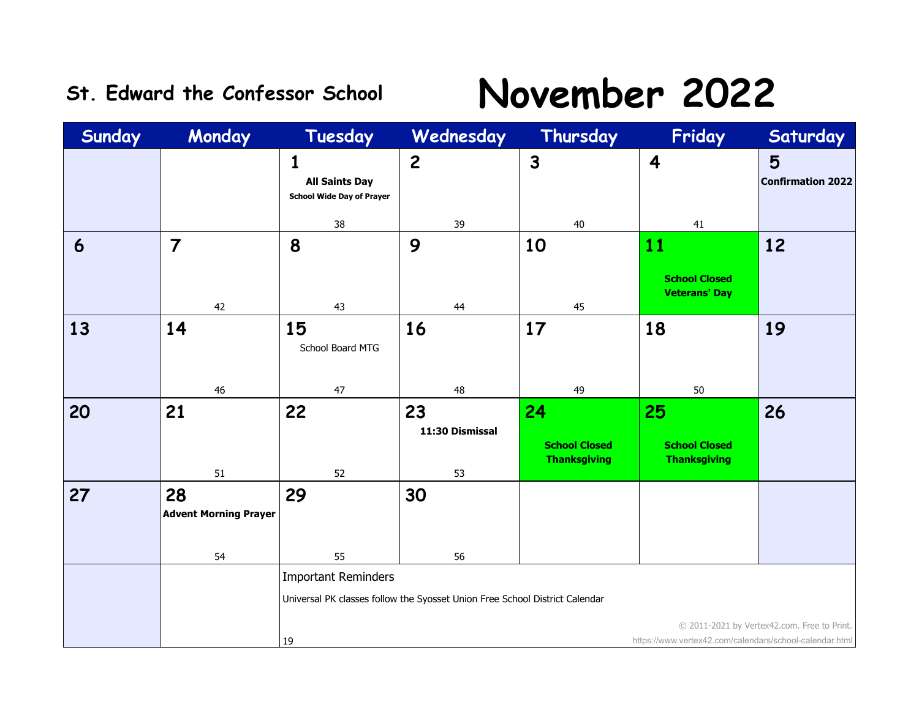**St. Edward the Confessor School**

# November 2022

| Sunday | Monday | Tuesday | Wednesday | Thursday | Friday | Saturday |
|---|---|---|---|---|---|---|
| | | **1** **All Saints Day** **School Wide Day of Prayer** 38 | **2** 39 | **3** 40 | **4** 41 | **5** **Confirmation 2022** |
| **6** | **7** 42 | **8** 43 | **9** 44 | **10** 45 | **11** **School Closed Veterans' Day** | **12** |
| **13** | **14** 46 | **15** School Board MTG 47 | **16** 48 | **17** 49 | **18** 50 | **19** |
| **20** | **21** 51 | **22** 52 | **23** **11:30 Dismissal** 53 | **24** **School Closed Thanksgiving** | **25** **School Closed Thanksgiving** | **26** |
| **27** | **28** **Advent Morning Prayer** 54 | **29** 55 | **30** 56 | | | |

Important Reminders

Universal PK classes follow the Syosset Union Free School District Calendar

19

© 2011-2021 by Vertex42.com. Free to Print.
https://www.vertex42.com/calendars/school-calendar.html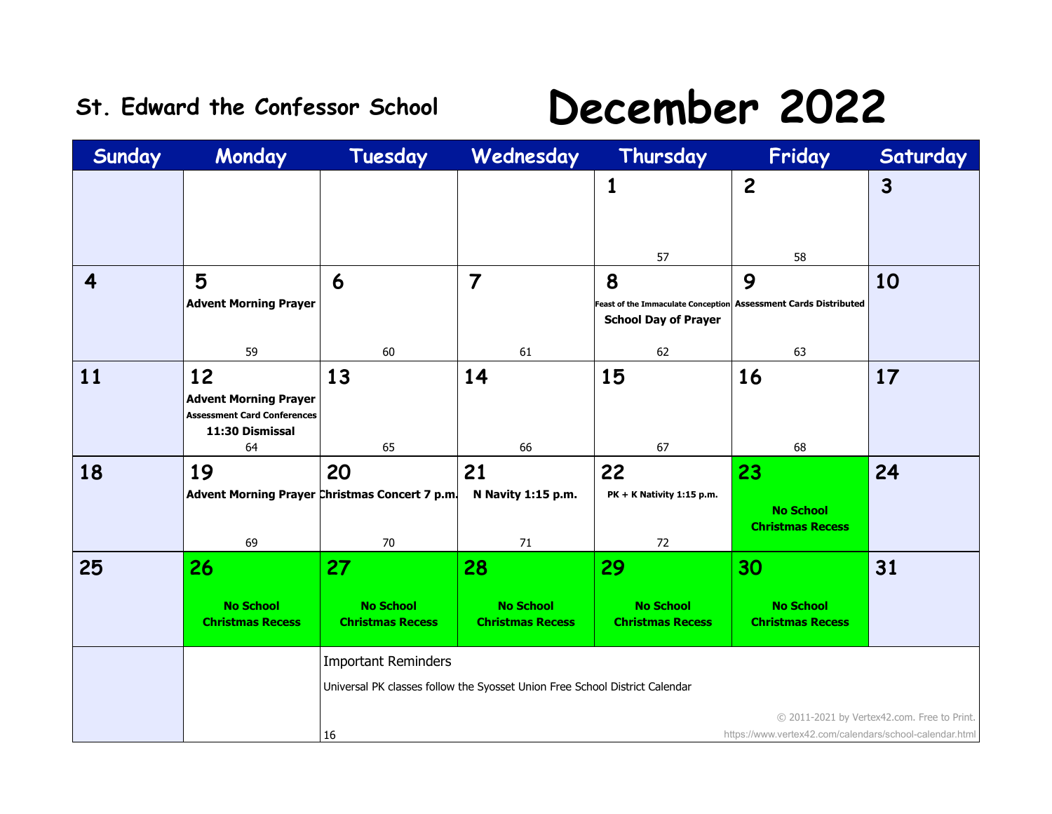**St. Edward the Confessor School**

# December 2022

| Sunday | Monday | Tuesday | Wednesday | Thursday | Friday | Saturday |
|---|---|---|---|---|---|---|
| | | | | 1<br><br>57 | 2<br><br>58 | 3 |
| 4 | 5<br>**Advent Morning Prayer**<br><br>59 | 6<br><br>60 | 7<br><br>61 | 8<br>**Feast of the Immaculate Conception**<br>**School Day of Prayer**<br>62 | 9<br>**Assessment Cards Distributed**<br><br>63 | 10 |
| 11 | 12<br>**Advent Morning Prayer**<br>**Assessment Card Conferences**<br>**11:30 Dismissal**<br>64 | 13<br><br>65 | 14<br><br>66 | 15<br><br>67 | 16<br><br>68 | 17 |
| 18 | 19<br>**Advent Morning Prayer**<br><br>69 | 20<br>**Christmas Concert 7 p.m.**<br><br>70 | 21<br>**N Navity 1:15 p.m.**<br><br>71 | 22<br>**PK + K Nativity 1:15 p.m.**<br><br>72 | 23<br>**No School**<br>**Christmas Recess** | 24 |
| 25 | 26<br>**No School**<br>**Christmas Recess** | 27<br>**No School**<br>**Christmas Recess** | 28<br>**No School**<br>**Christmas Recess** | 29<br>**No School**<br>**Christmas Recess** | 30<br>**No School**<br>**Christmas Recess** | 31 |

Important Reminders

Universal PK classes follow the Syosset Union Free School District Calendar

16

© 2011-2021 by Vertex42.com. Free to Print.
https://www.vertex42.com/calendars/school-calendar.html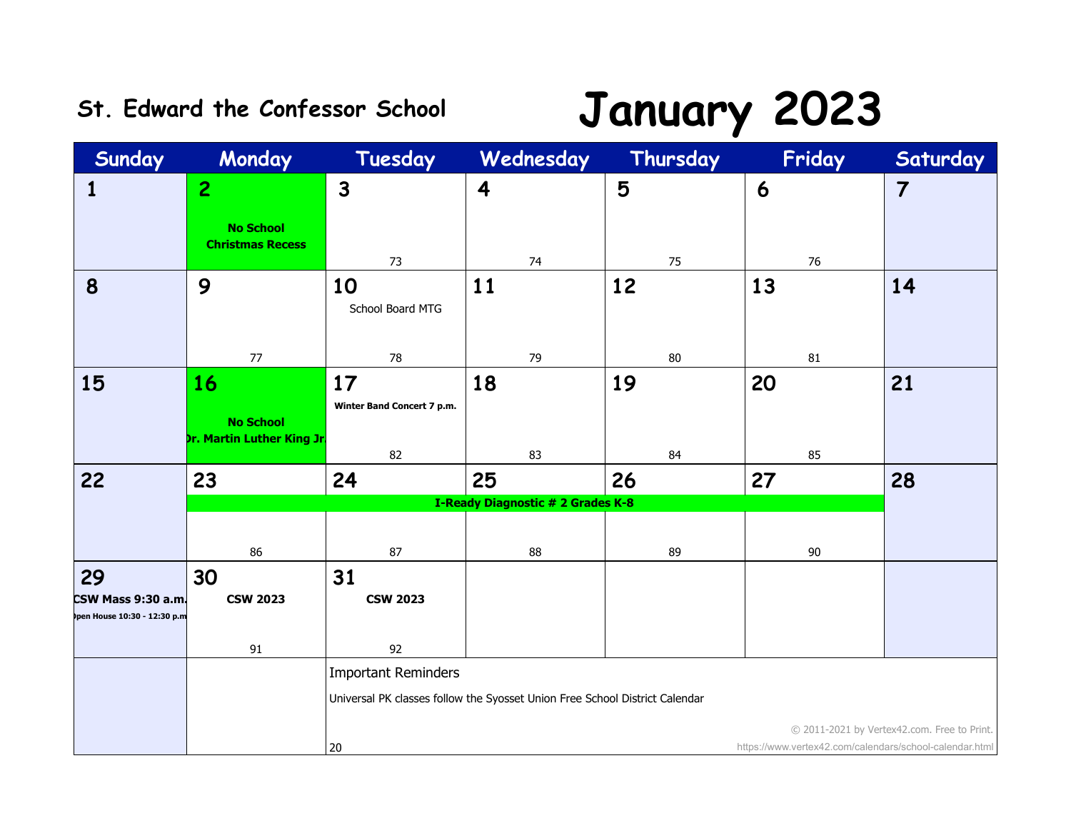St. Edward the Confessor School

# January 2023

| Sunday | Monday | Tuesday | Wednesday | Thursday | Friday | Saturday |
|---|---|---|---|---|---|---|
| 1 | 2 **No School Christmas Recess** | 3 73 | 4 74 | 5 75 | 6 76 | 7 |
| 8 | 9 77 | 10 School Board MTG 78 | 11 79 | 12 80 | 13 81 | 14 |
| 15 | 16 **No School Dr. Martin Luther King Jr.** | 17 **Winter Band Concert 7 p.m.** 82 | 18 83 | 19 84 | 20 85 | 21 |
| 22 | 23 **I-Ready Diagnostic # 2 Grades K-8** 86 | 24 87 | 25 88 | 26 89 | 27 90 | 28 |
| 29 **CSW Mass 9:30 a.m.** **Open House 10:30 - 12:30 p.m.** | 30 **CSW 2023** 91 | 31 **CSW 2023** 92 | | | | |

Important Reminders

Universal PK classes follow the Syosset Union Free School District Calendar

20

© 2011-2021 by Vertex42.com. Free to Print.
https://www.vertex42.com/calendars/school-calendar.html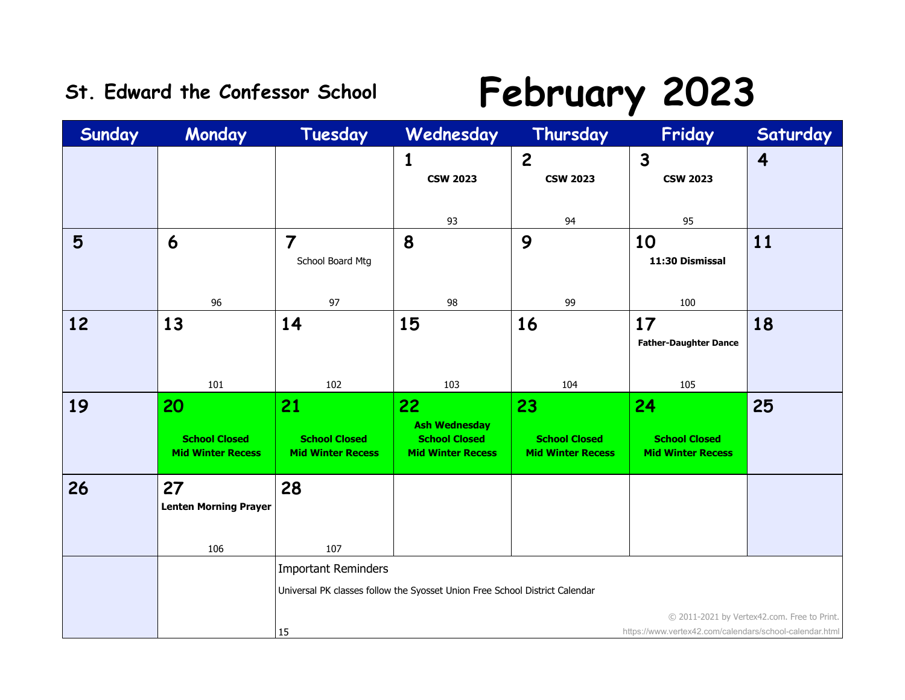## St. Edward the Confessor School

# February 2023

| Sunday | Monday | Tuesday | Wednesday | Thursday | Friday | Saturday |
|---|---|---|---|---|---|---|
| | | | **1** **CSW 2023** 93 | **2** **CSW 2023** 94 | **3** **CSW 2023** 95 | **4** |
| **5** | **6** 96 | **7** School Board Mtg 97 | **8** 98 | **9** 99 | **10** **11:30 Dismissal** 100 | **11** |
| **12** | **13** 101 | **14** 102 | **15** 103 | **16** 104 | **17** **Father-Daughter Dance** 105 | **18** |
| **19** | **20** **School Closed Mid Winter Recess** | **21** **School Closed Mid Winter Recess** | **22** **Ash Wednesday School Closed Mid Winter Recess** | **23** **School Closed Mid Winter Recess** | **24** **School Closed Mid Winter Recess** | **25** |
| **26** | **27** **Lenten Morning Prayer** 106 | **28** 107 | | | | |

Important Reminders

Universal PK classes follow the Syosset Union Free School District Calendar

15

© 2011-2021 by Vertex42.com. Free to Print.
https://www.vertex42.com/calendars/school-calendar.html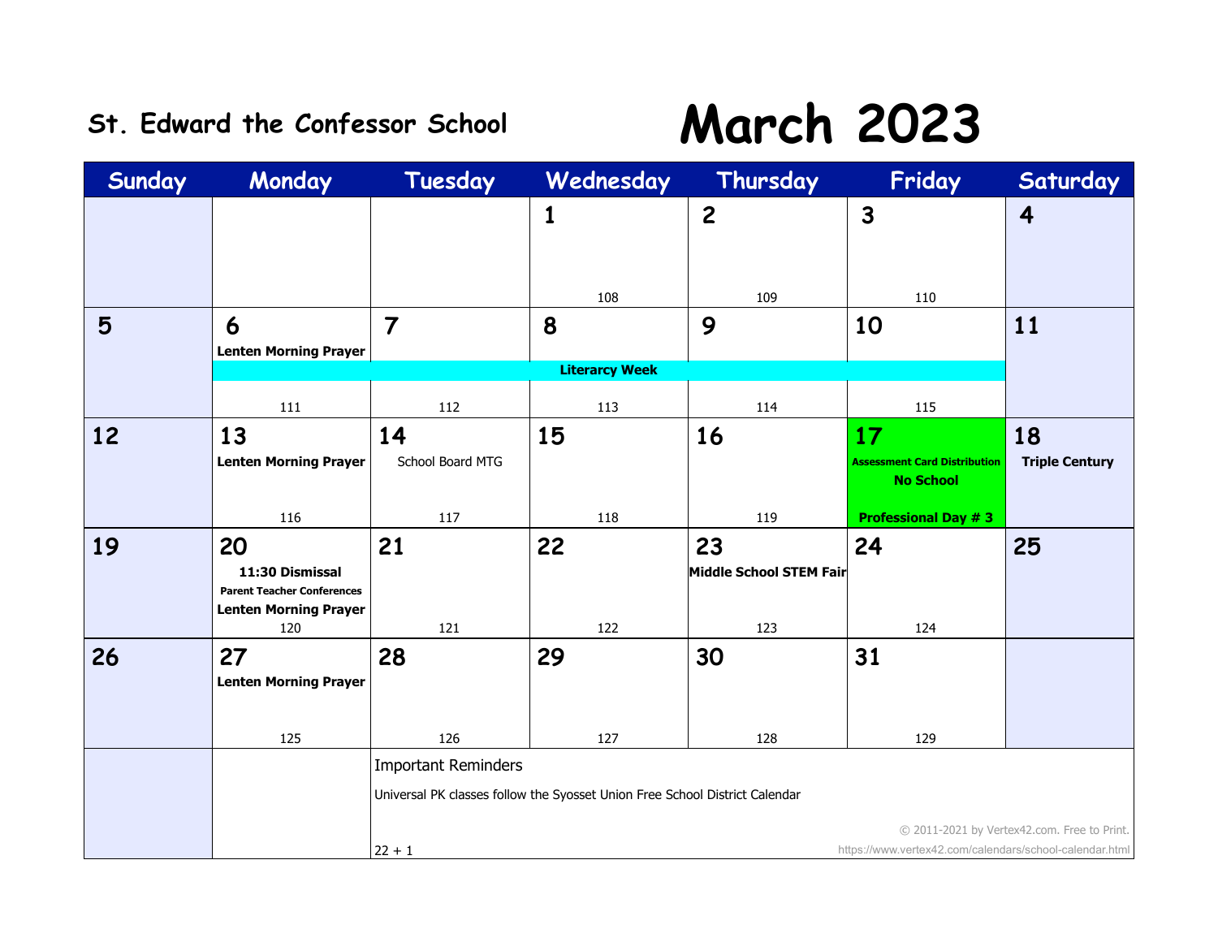## St. Edward the Confessor School

# March 2023

| Sunday | Monday | Tuesday | Wednesday | Thursday | Friday | Saturday |
|---|---|---|---|---|---|---|
| | | | **1**<br>108 | **2**<br>109 | **3**<br>110 | **4** |
| **5** | **6**<br>**Lenten Morning Prayer**<br>**Literacy Week**<br>111 | **7**<br>**Literacy Week**<br>112 | **8**<br>**Literacy Week**<br>113 | **9**<br>**Literacy Week**<br>114 | **10**<br>**Literacy Week**<br>115 | **11** |
| **12** | **13**<br>**Lenten Morning Prayer**<br>116 | **14**<br>School Board MTG<br>117 | **15**<br>118 | **16**<br>119 | **17**<br>**Assessment Card Distribution**<br>**No School**<br>**Professional Day # 3** | **18**<br>**Triple Century** |
| **19** | **20**<br>**11:30 Dismissal**<br>**Parent Teacher Conferences**<br>**Lenten Morning Prayer**<br>120 | **21**<br>121 | **22**<br>122 | **23**<br>**Middle School STEM Fair**<br>123 | **24**<br>124 | **25** |
| **26** | **27**<br>**Lenten Morning Prayer**<br>125 | **28**<br>126 | **29**<br>127 | **30**<br>128 | **31**<br>129 | |

Important Reminders

Universal PK classes follow the Syosset Union Free School District Calendar

22 + 1

© 2011-2021 by Vertex42.com. Free to Print.
https://www.vertex42.com/calendars/school-calendar.html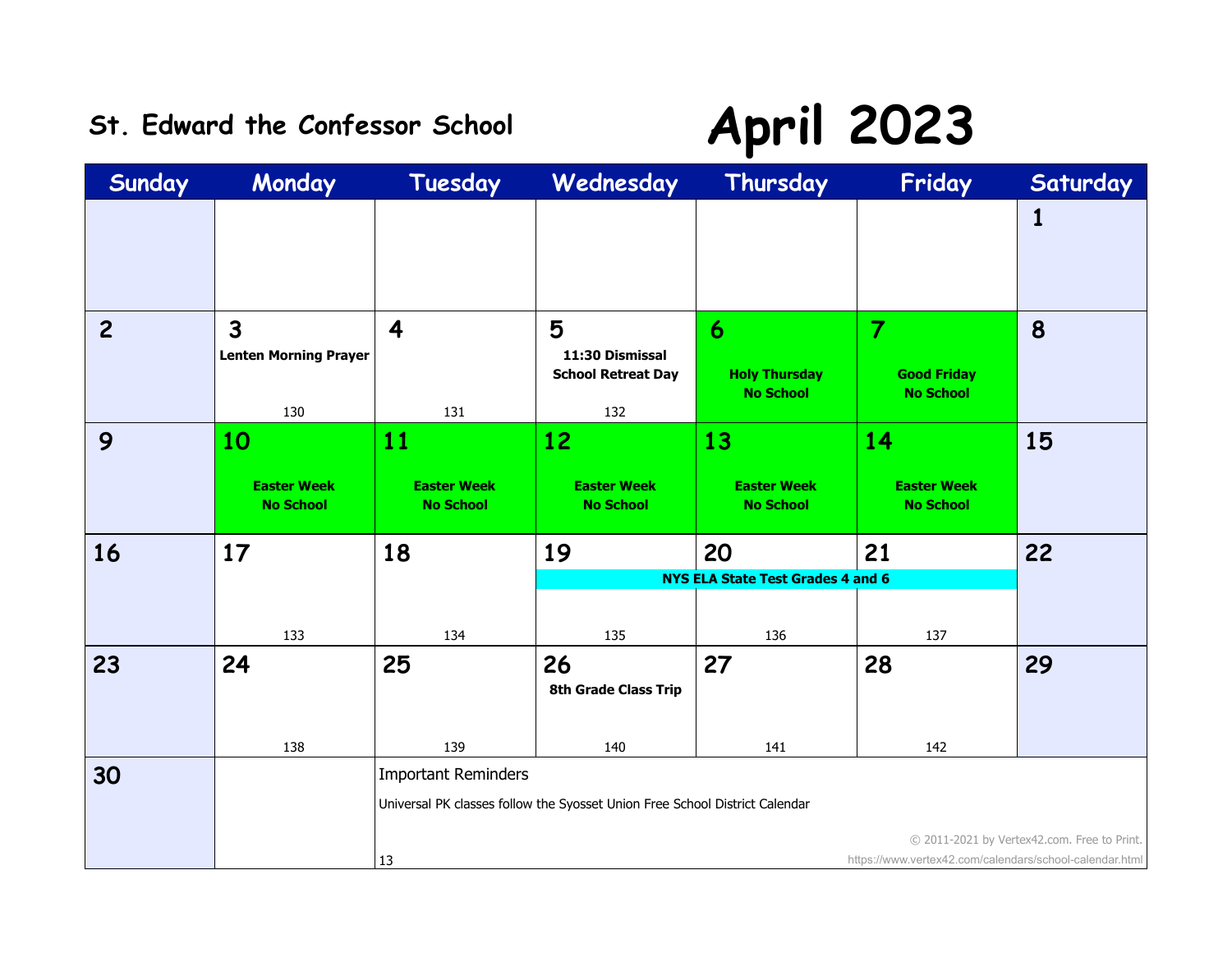## St. Edward the Confessor School

# April 2023

| Sunday | Monday | Tuesday | Wednesday | Thursday | Friday | Saturday |
|---|---|---|---|---|---|---|
| | | | | | | 1 |
| 2 | 3 Lenten Morning Prayer 130 | 4 131 | 5 11:30 Dismissal School Retreat Day 132 | 6 Holy Thursday No School | 7 Good Friday No School | 8 |
| 9 | 10 Easter Week No School | 11 Easter Week No School | 12 Easter Week No School | 13 Easter Week No School | 14 Easter Week No School | 15 |
| 16 | 17 133 | 18 134 | 19 NYS ELA State Test Grades 4 and 6 135 | 20 NYS ELA State Test Grades 4 and 6 136 | 21 NYS ELA State Test Grades 4 and 6 137 | 22 |
| 23 | 24 138 | 25 139 | 26 8th Grade Class Trip 140 | 27 141 | 28 142 | 29 |
| 30 | | | | | | |

Important Reminders

Universal PK classes follow the Syosset Union Free School District Calendar

13

© 2011-2021 by Vertex42.com. Free to Print.
https://www.vertex42.com/calendars/school-calendar.html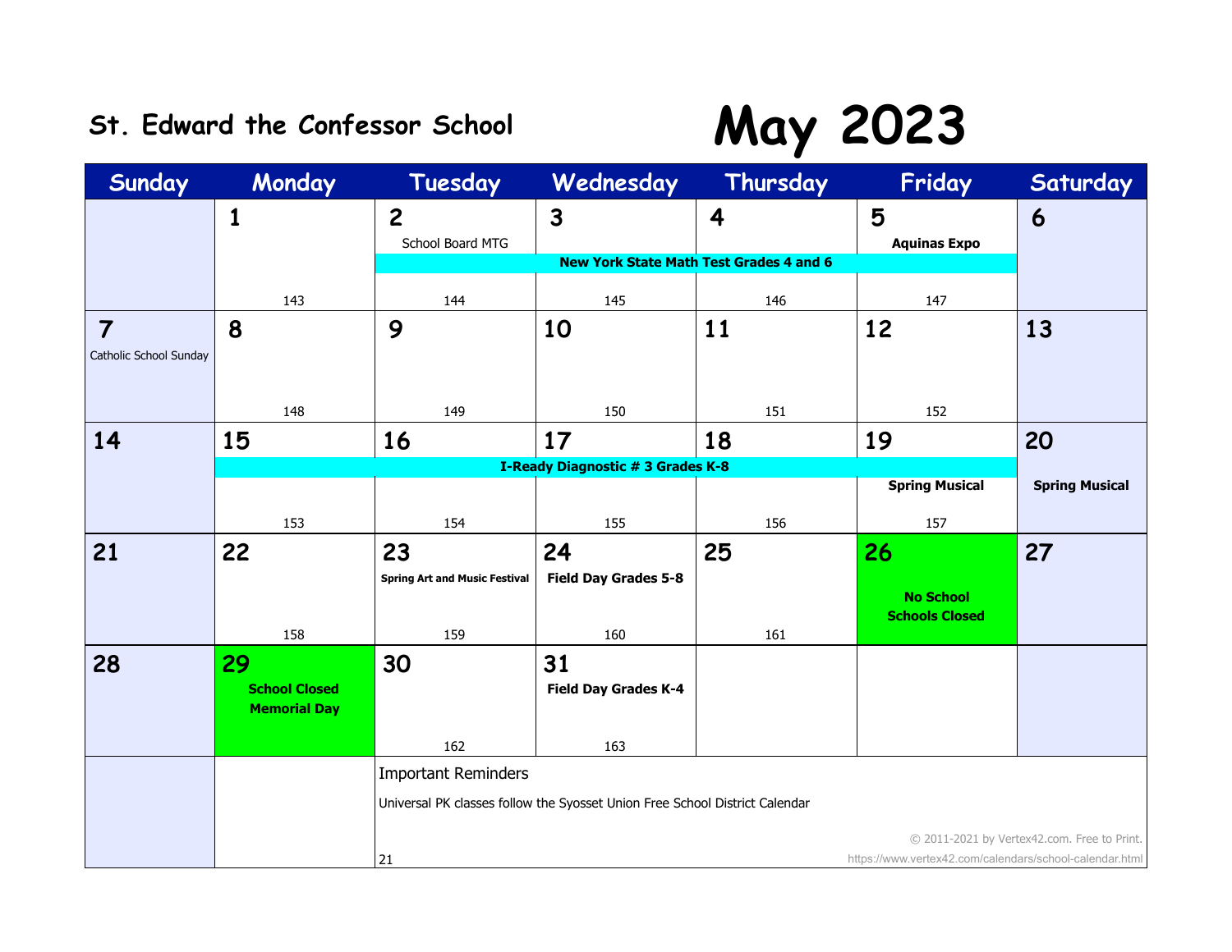# St. Edward the Confessor School

# May 2023

| Sunday | Monday | Tuesday | Wednesday | Thursday | Friday | Saturday |
|---|---|---|---|---|---|---|
| | **1**<br>143 | **2**<br>School Board MTG<br>**New York State Math Test Grades 4 and 6**<br>144 | **3**<br>**New York State Math Test Grades 4 and 6**<br>145 | **4**<br>**New York State Math Test Grades 4 and 6**<br>146 | **5**<br>**Aquinas Expo**<br>**New York State Math Test Grades 4 and 6**<br>147 | **6** |
| **7**<br>Catholic School Sunday | **8**<br>148 | **9**<br>149 | **10**<br>150 | **11**<br>151 | **12**<br>152 | **13** |
| **14** | **15**<br>**I-Ready Diagnostic # 3 Grades K-8**<br>153 | **16**<br>**I-Ready Diagnostic # 3 Grades K-8**<br>154 | **17**<br>**I-Ready Diagnostic # 3 Grades K-8**<br>155 | **18**<br>**I-Ready Diagnostic # 3 Grades K-8**<br>156 | **19**<br>**I-Ready Diagnostic # 3 Grades K-8**<br>**Spring Musical**<br>157 | **20**<br>**Spring Musical** |
| **21** | **22**<br>158 | **23**<br>**Spring Art and Music Festival**<br>159 | **24**<br>**Field Day Grades 5-8**<br>160 | **25**<br>161 | **26**<br>**No School Schools Closed** | **27** |
| **28** | **29**<br>**School Closed Memorial Day** | **30**<br>162 | **31**<br>**Field Day Grades K-4**<br>163 | | | |

Important Reminders

Universal PK classes follow the Syosset Union Free School District Calendar

21

© 2011-2021 by Vertex42.com. Free to Print.
https://www.vertex42.com/calendars/school-calendar.html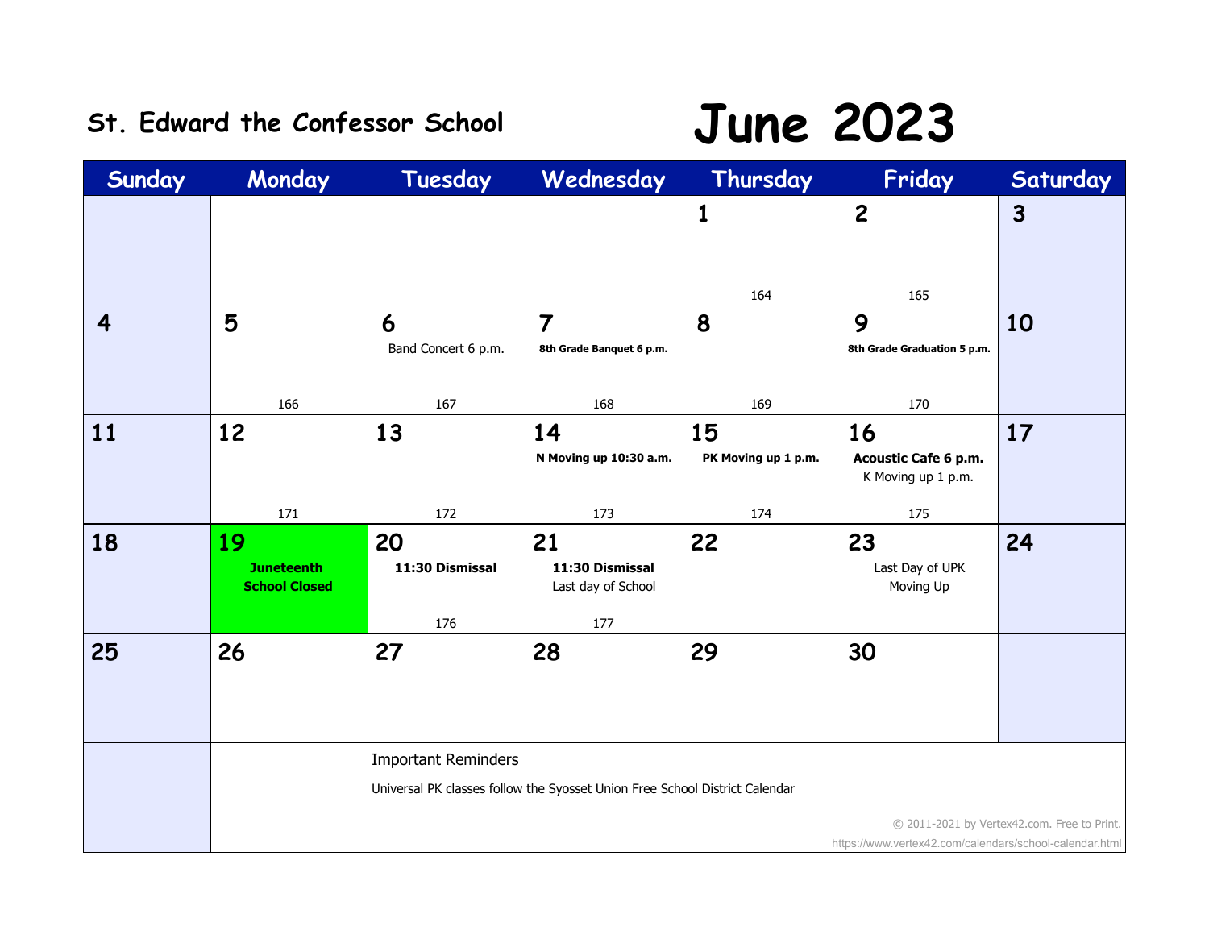St. Edward the Confessor School

# June 2023

| Sunday | Monday | Tuesday | Wednesday | Thursday | Friday | Saturday |
|---|---|---|---|---|---|---|
| | | | | 1<br>164 | 2<br>165 | 3 |
| 4 | 5<br>166 | 6<br>Band Concert 6 p.m.<br>167 | 7<br>**8th Grade Banquet 6 p.m.**<br>168 | 8<br>169 | 9<br>**8th Grade Graduation 5 p.m.**<br>170 | 10 |
| 11 | 12<br>171 | 13<br>172 | 14<br>**N Moving up 10:30 a.m.**<br>173 | 15<br>**PK Moving up 1 p.m.**<br>174 | 16<br>**Acoustic Cafe 6 p.m.**<br>K Moving up 1 p.m.<br>175 | 17 |
| 18 | 19<br>**Juneteenth School Closed** | 20<br>**11:30 Dismissal**<br>176 | 21<br>**11:30 Dismissal**<br>Last day of School<br>177 | 22 | 23<br>Last Day of UPK Moving Up | 24 |
| 25 | 26 | 27 | 28 | 29 | 30 | |

Important Reminders

Universal PK classes follow the Syosset Union Free School District Calendar

© 2011-2021 by Vertex42.com. Free to Print.
https://www.vertex42.com/calendars/school-calendar.html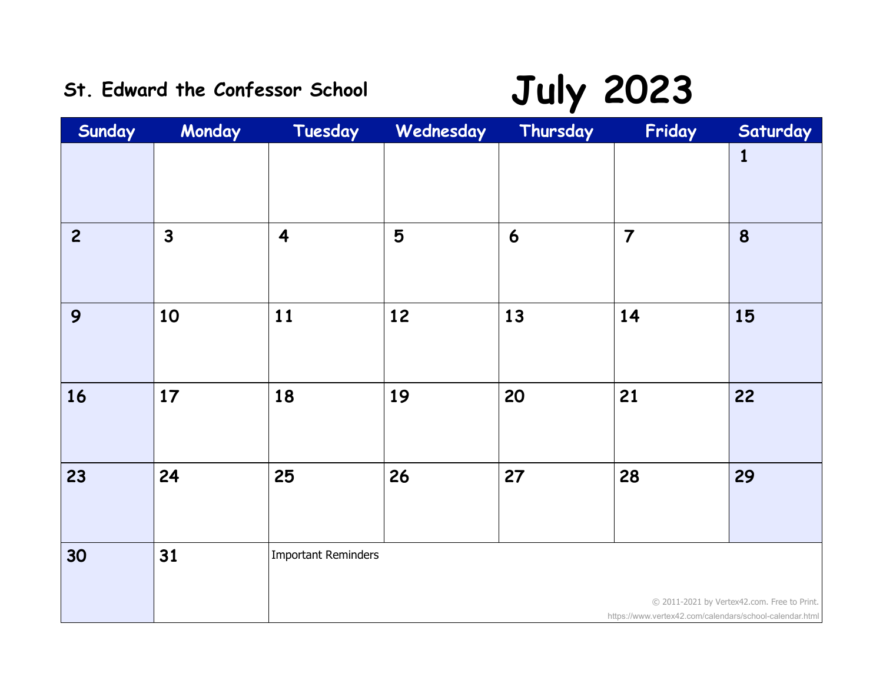St. Edward the Confessor School

# July 2023

| Sunday | Monday | Tuesday | Wednesday | Thursday | Friday | Saturday |
|---|---|---|---|---|---|---|
| | | | | | | 1 |
| 2 | 3 | 4 | 5 | 6 | 7 | 8 |
| 9 | 10 | 11 | 12 | 13 | 14 | 15 |
| 16 | 17 | 18 | 19 | 20 | 21 | 22 |
| 23 | 24 | 25 | 26 | 27 | 28 | 29 |
| 30 | 31 | Important Reminders | | | | |

© 2011-2021 by Vertex42.com. Free to Print.
https://www.vertex42.com/calendars/school-calendar.html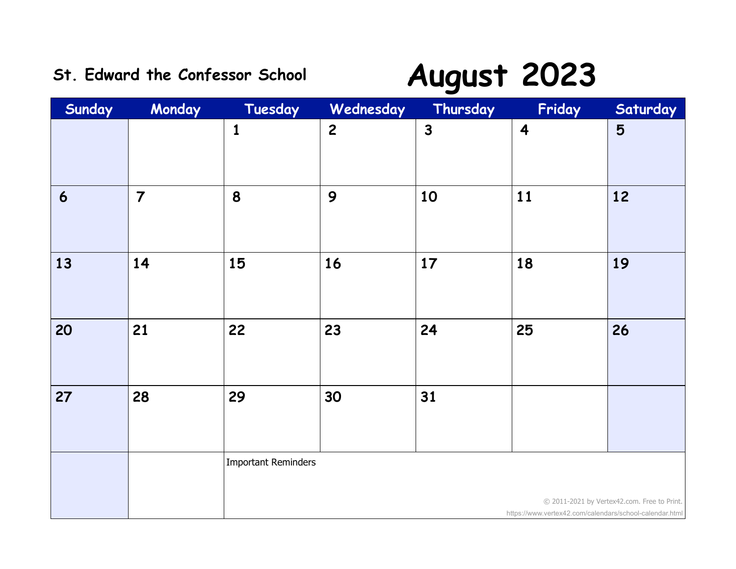St. Edward the Confessor School

# August 2023

| Sunday | Monday | Tuesday | Wednesday | Thursday | Friday | Saturday |
|---|---|---|---|---|---|---|
| | | 1 | 2 | 3 | 4 | 5 |
| 6 | 7 | 8 | 9 | 10 | 11 | 12 |
| 13 | 14 | 15 | 16 | 17 | 18 | 19 |
| 20 | 21 | 22 | 23 | 24 | 25 | 26 |
| 27 | 28 | 29 | 30 | 31 | | |

Important Reminders

© 2011-2021 by Vertex42.com. Free to Print.
https://www.vertex42.com/calendars/school-calendar.html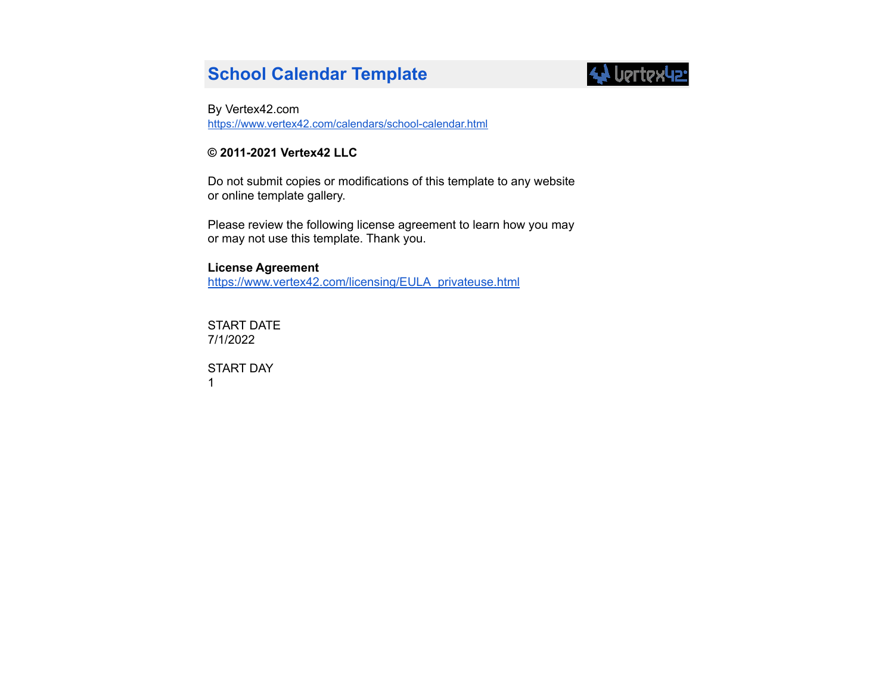# School Calendar Template

By Vertex42.com
https://www.vertex42.com/calendars/school-calendar.html

**© 2011-2021 Vertex42 LLC**

Do not submit copies or modifications of this template to any website or online template gallery.

Please review the following license agreement to learn how you may or may not use this template. Thank you.

**License Agreement**
https://www.vertex42.com/licensing/EULA_privateuse.html

START DATE
7/1/2022

START DAY
1